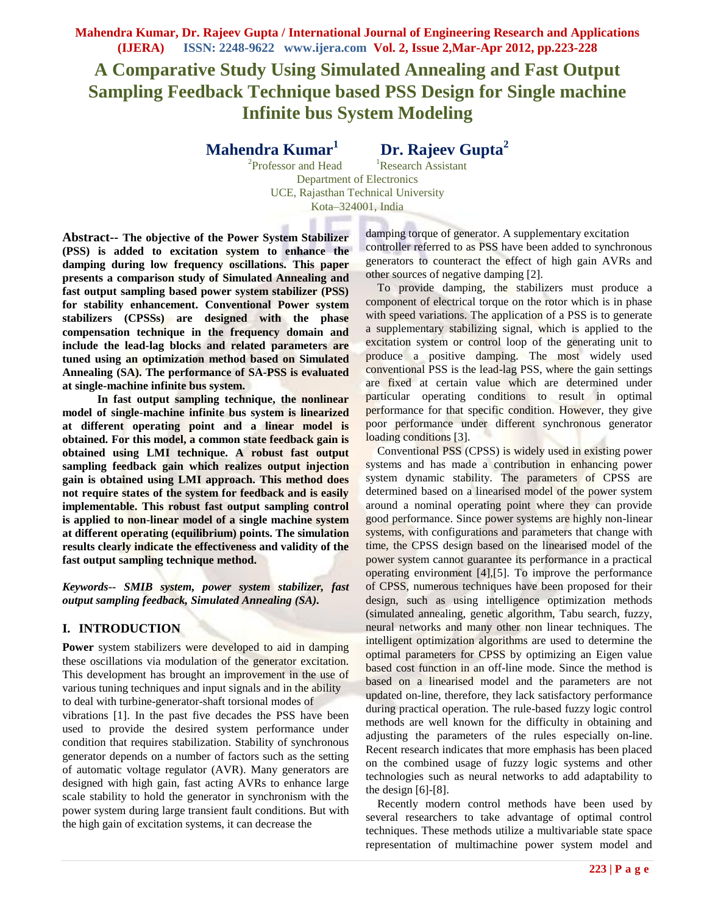# A Comparative Study Using Simulated Annealing and Fast Output Sampling Feedback Technique based PSS Design for Single machine Infinite bus System Modeling

**Mahendra Kumar[1]** **Dr. Rajeev Gupta[2]**

[2]Professor and Head [1]Research Assistant
Department of Electronics
UCE, Rajasthan Technical University
Kota–324001, India

**Abstract-- The objective of the Power System Stabilizer (PSS) is added to excitation system to enhance the damping during low frequency oscillations. This paper presents a comparison study of Simulated Annealing and fast output sampling based power system stabilizer (PSS) for stability enhancement. Conventional Power system stabilizers (CPSSs) are designed with the phase compensation technique in the frequency domain and include the lead-lag blocks and related parameters are tuned using an optimization method based on Simulated Annealing (SA). The performance of SA-PSS is evaluated at single-machine infinite bus system.**

**In fast output sampling technique, the nonlinear model of single-machine infinite bus system is linearized at different operating point and a linear model is obtained. For this model, a common state feedback gain is obtained using LMI technique. A robust fast output sampling feedback gain which realizes output injection gain is obtained using LMI approach. This method does not require states of the system for feedback and is easily implementable. This robust fast output sampling control is applied to non-linear model of a single machine system at different operating (equilibrium) points. The simulation results clearly indicate the effectiveness and validity of the fast output sampling technique method.**

***Keywords-- SMIB system, power system stabilizer, fast output sampling feedback, Simulated Annealing (SA).***

## I. INTRODUCTION

**Power** system stabilizers were developed to aid in damping these oscillations via modulation of the generator excitation. This development has brought an improvement in the use of various tuning techniques and input signals and in the ability to deal with turbine-generator-shaft torsional modes of vibrations [1]. In the past five decades the PSS have been used to provide the desired system performance under condition that requires stabilization. Stability of synchronous generator depends on a number of factors such as the setting of automatic voltage regulator (AVR). Many generators are designed with high gain, fast acting AVRs to enhance large scale stability to hold the generator in synchronism with the power system during large transient fault conditions. But with the high gain of excitation systems, it can decrease the damping torque of generator. A supplementary excitation controller referred to as PSS have been added to synchronous generators to counteract the effect of high gain AVRs and other sources of negative damping [2].

To provide damping, the stabilizers must produce a component of electrical torque on the rotor which is in phase with speed variations. The application of a PSS is to generate a supplementary stabilizing signal, which is applied to the excitation system or control loop of the generating unit to produce a positive damping. The most widely used conventional PSS is the lead-lag PSS, where the gain settings are fixed at certain value which are determined under particular operating conditions to result in optimal performance for that specific condition. However, they give poor performance under different synchronous generator loading conditions [3].

Conventional PSS (CPSS) is widely used in existing power systems and has made a contribution in enhancing power system dynamic stability. The parameters of CPSS are determined based on a linearised model of the power system around a nominal operating point where they can provide good performance. Since power systems are highly non-linear systems, with configurations and parameters that change with time, the CPSS design based on the linearised model of the power system cannot guarantee its performance in a practical operating environment [4],[5]. To improve the performance of CPSS, numerous techniques have been proposed for their design, such as using intelligence optimization methods (simulated annealing, genetic algorithm, Tabu search, fuzzy, neural networks and many other non linear techniques. The intelligent optimization algorithms are used to determine the optimal parameters for CPSS by optimizing an Eigen value based cost function in an off-line mode. Since the method is based on a linearised model and the parameters are not updated on-line, therefore, they lack satisfactory performance during practical operation. The rule-based fuzzy logic control methods are well known for the difficulty in obtaining and adjusting the parameters of the rules especially on-line. Recent research indicates that more emphasis has been placed on the combined usage of fuzzy logic systems and other technologies such as neural networks to add adaptability to the design [6]-[8].

Recently modern control methods have been used by several researchers to take advantage of optimal control techniques. These methods utilize a multivariable state space representation of multimachine power system model and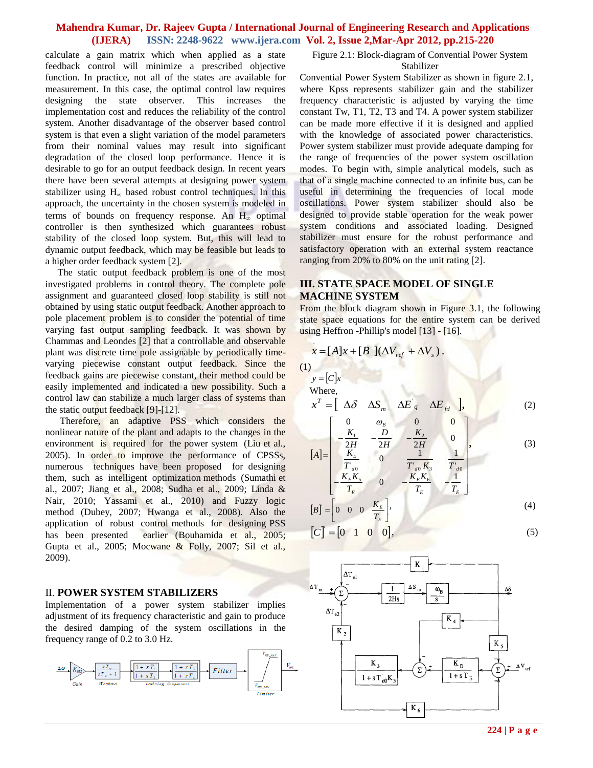calculate a gain matrix which when applied as a state feedback control will minimize a prescribed objective function. In practice, not all of the states are available for measurement. In this case, the optimal control law requires designing the state observer. This increases the implementation cost and reduces the reliability of the control system. Another disadvantage of the observer based control system is that even a slight variation of the model parameters from their nominal values may result into significant degradation of the closed loop performance. Hence it is desirable to go for an output feedback design. In recent years there have been several attempts at designing power system stabilizer using $H_\infty$ based robust control techniques. In this approach, the uncertainty in the chosen system is modeled in terms of bounds on frequency response. An $H_\infty$ optimal controller is then synthesized which guarantees robust stability of the closed loop system. But, this will lead to dynamic output feedback, which may be feasible but leads to a higher order feedback system [2].

The static output feedback problem is one of the most investigated problems in control theory. The complete pole assignment and guaranteed closed loop stability is still not obtained by using static output feedback. Another approach to pole placement problem is to consider the potential of time varying fast output sampling feedback. It was shown by Chammas and Leondes [2] that a controllable and observable plant was discrete time pole assignable by periodically time-varying piecewise constant output feedback. Since the feedback gains are piecewise constant, their method could be easily implemented and indicated a new possibility. Such a control law can stabilize a much larger class of systems than the static output feedback [9]-[12].

Therefore, an adaptive PSS which considers the nonlinear nature of the plant and adapts to the changes in the environment is required for the power system (Liu et al., 2005). In order to improve the performance of CPSSs, numerous techniques have been proposed for designing them, such as intelligent optimization methods (Sumathi et al., 2007; Jiang et al., 2008; Sudha et al., 2009; Linda & Nair, 2010; Yassami et al., 2010) and Fuzzy logic method (Dubey, 2007; Hwanga et al., 2008). Also the application of robust control methods for designing PSS has been presented earlier (Bouhamida et al., 2005; Gupta et al., 2005; Mocwane & Folly, 2007; Sil et al., 2009).

## II. POWER SYSTEM STABILIZERS

Implementation of a power system stabilizer implies adjustment of its frequency characteristic and gain to produce the desired damping of the system oscillations in the frequency range of 0.2 to 3.0 Hz.

Figure 2.1: Block-diagram of Convential Power System Stabilizer

Convential Power System Stabilizer as shown in figure 2.1, where Kpss represents stabilizer gain and the stabilizer frequency characteristic is adjusted by varying the time constant Tw, T1, T2, T3 and T4. A power system stabilizer can be made more effective if it is designed and applied with the knowledge of associated power characteristics. Power system stabilizer must provide adequate damping for the range of frequencies of the power system oscillation modes. To begin with, simple analytical models, such as that of a single machine connected to an infinite bus, can be useful in determining the frequencies of local mode oscillations. Power system stabilizer should also be designed to provide stable operation for the weak power system conditions and associated loading. Designed stabilizer must ensure for the robust performance and satisfactory operation with an external system reactance ranging from 20% to 80% on the unit rating [2].

## III. STATE SPACE MODEL OF SINGLE MACHINE SYSTEM

From the block diagram shown in Figure 3.1, the following state space equations for the entire system can be derived using Heffron -Phillip's model [13] - [16].

$$\dot{x} = [A]x + [B](\Delta V_{ref} + \Delta V_s), \tag{1}$$

$$y = [C]x$$

Where,

$$x^T = [\ \Delta\delta \quad \Delta S_m \quad \Delta E'_q \quad \Delta E_{fd}\ ], \tag{2}$$

$$[A] = \begin{bmatrix} 0 & \omega_B & 0 & 0 \\ -\dfrac{K_1}{2H} & -\dfrac{D}{2H} & -\dfrac{K_2}{2H} & 0 \\ -\dfrac{K_4}{T'_{d0}} & 0 & -\dfrac{1}{T'_{d0}K_3} & -\dfrac{1}{T'_{d0}} \\ -\dfrac{K_E K_5}{T_E} & 0 & -\dfrac{K_E K_6}{T_E} & -\dfrac{1}{T_E} \end{bmatrix}, \tag{3}$$

$$[B]' = \begin{bmatrix} 0 & 0 & 0 & \dfrac{K_E}{T_E} \end{bmatrix}, \tag{4}$$

$$[C]' = [0 \quad 1 \quad 0 \quad 0], \tag{5}$$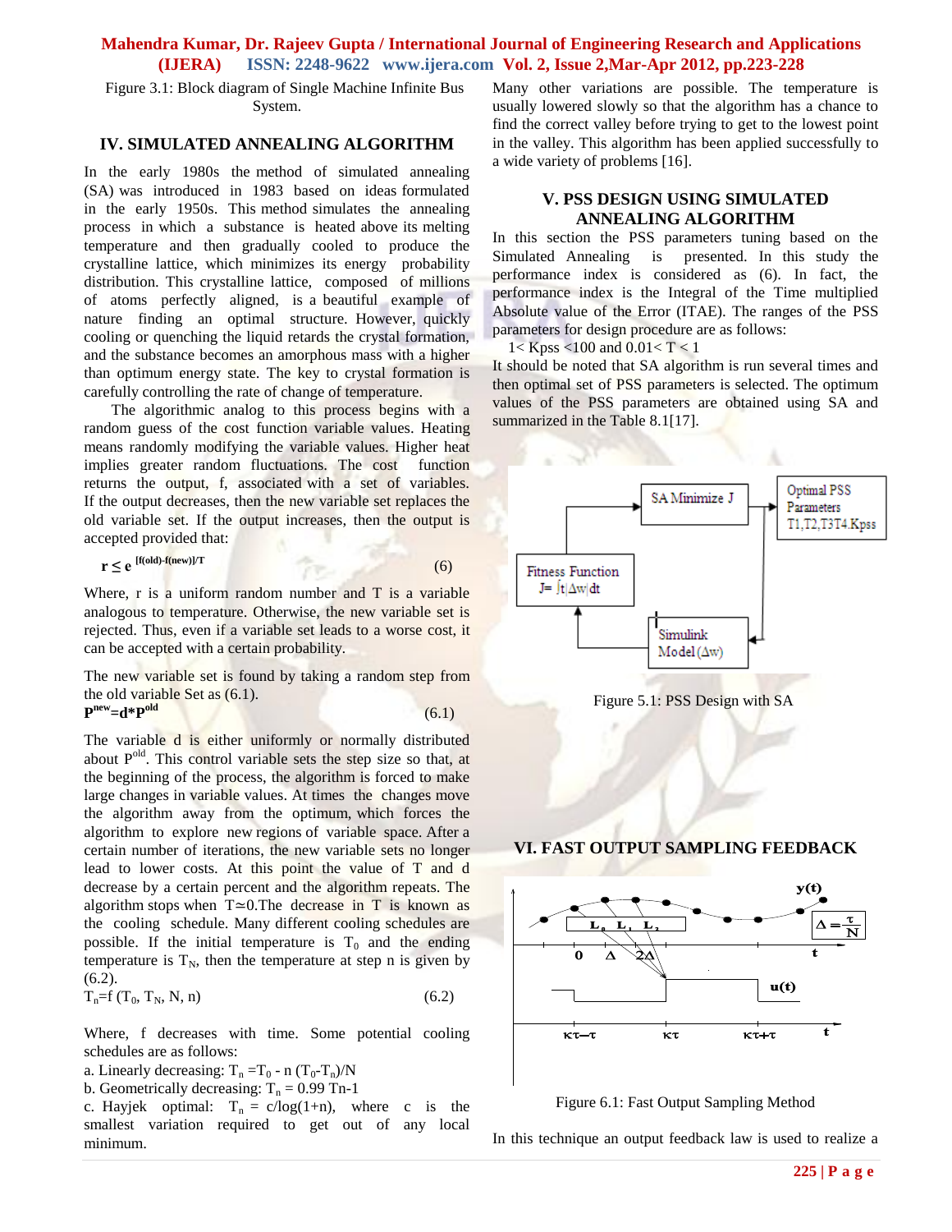Figure 3.1: Block diagram of Single Machine Infinite Bus System.

## IV. SIMULATED ANNEALING ALGORITHM

In the early 1980s the method of simulated annealing (SA) was introduced in 1983 based on ideas formulated in the early 1950s. This method simulates the annealing process in which a substance is heated above its melting temperature and then gradually cooled to produce the crystalline lattice, which minimizes its energy probability distribution. This crystalline lattice, composed of millions of atoms perfectly aligned, is a beautiful example of nature finding an optimal structure. However, quickly cooling or quenching the liquid retards the crystal formation, and the substance becomes an amorphous mass with a higher than optimum energy state. The key to crystal formation is carefully controlling the rate of change of temperature.

The algorithmic analog to this process begins with a random guess of the cost function variable values. Heating means randomly modifying the variable values. Higher heat implies greater random fluctuations. The cost function returns the output, f, associated with a set of variables. If the output decreases, then the new variable set replaces the old variable set. If the output increases, then the output is accepted provided that:

$$r \leq e^{[f(old)-f(new)]/T} \quad (6)$$

Where, r is a uniform random number and T is a variable analogous to temperature. Otherwise, the new variable set is rejected. Thus, even if a variable set leads to a worse cost, it can be accepted with a certain probability.

The new variable set is found by taking a random step from the old variable Set as (6.1).

$$P^{new}=d*P^{old} \quad (6.1)$$

The variable d is either uniformly or normally distributed about $P^{old}$. This control variable sets the step size so that, at the beginning of the process, the algorithm is forced to make large changes in variable values. At times the changes move the algorithm away from the optimum, which forces the algorithm to explore new regions of variable space. After a certain number of iterations, the new variable sets no longer lead to lower costs. At this point the value of T and d decrease by a certain percent and the algorithm repeats. The algorithm stops when $T \simeq 0$. The decrease in T is known as the cooling schedule. Many different cooling schedules are possible. If the initial temperature is $T_0$ and the ending temperature is $T_N$, then the temperature at step n is given by (6.2).

$$T_n=f(T_0, T_N, N, n) \quad (6.2)$$

Where, f decreases with time. Some potential cooling schedules are as follows:

a. Linearly decreasing: $T_n = T_0 - n(T_0 - T_n)/N$
b. Geometrically decreasing: $T_n = 0.99\, T_{n-1}$
c. Hayjek optimal: $T_n = c/\log(1+n)$, where c is the smallest variation required to get out of any local minimum.

Many other variations are possible. The temperature is usually lowered slowly so that the algorithm has a chance to find the correct valley before trying to get to the lowest point in the valley. This algorithm has been applied successfully to a wide variety of problems [16].

## V. PSS DESIGN USING SIMULATED ANNEALING ALGORITHM

In this section the PSS parameters tuning based on the Simulated Annealing is presented. In this study the performance index is considered as (6). In fact, the performance index is the Integral of the Time multiplied Absolute value of the Error (ITAE). The ranges of the PSS parameters for design procedure are as follows:

$1 < K_{pss} < 100$ and $0.01 < T < 1$

It should be noted that SA algorithm is run several times and then optimal set of PSS parameters is selected. The optimum values of the PSS parameters are obtained using SA and summarized in the Table 8.1[17].

SA Minimize J → Optimal PSS Parameters T1,T2,T3T4,Kpss; Simulink Model (Δw); Fitness Function $J=\int t|\Delta w|dt$

Figure 5.1: PSS Design with SA

## VI. FAST OUTPUT SAMPLING FEEDBACK

Figure 6.1: Fast Output Sampling Method

In this technique an output feedback law is used to realize a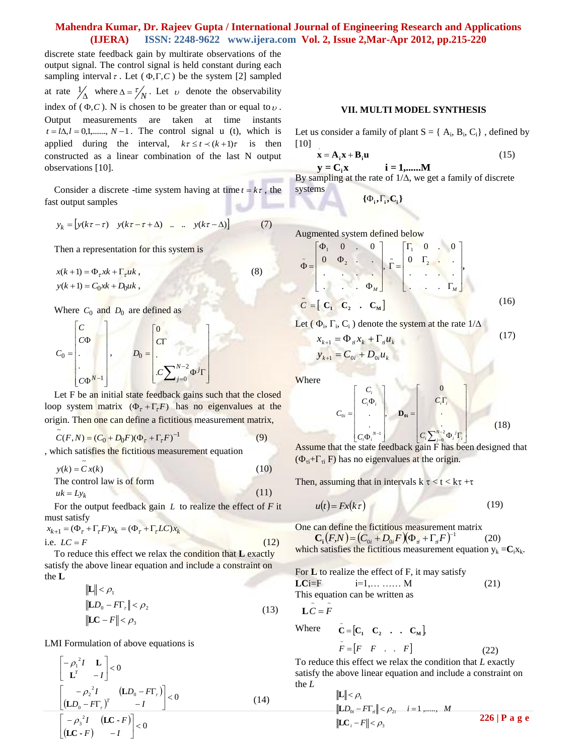discrete state feedback gain by multirate observations of the output signal. The control signal is held constant during each sampling interval $\tau$. Let ($\Phi,\Gamma,C$) be the system [2] sampled at rate $1/\Delta$ where $\Delta = \tau/N$. Let $\upsilon$ denote the observability index of ($\Phi,C$). N is chosen to be greater than or equal to $\upsilon$. Output measurements are taken at time instants $t = l\Delta, l = 0,1,......., N-1$. The control signal u (t), which is applied during the interval, $k\tau \le t \prec (k+1)\tau$ is then constructed as a linear combination of the last N output observations [10].

Consider a discrete -time system having at time $t = k\tau$, the fast output samples

$$y_k = \begin{bmatrix} y(k\tau-\tau) & y(k\tau-\tau+\Delta) & .. & .. & y(k\tau-\Delta) \end{bmatrix} \tag{7}$$

Then a representation for this system is

$$\begin{aligned} x(k+1) &= \Phi_\tau xk + \Gamma_\tau uk, \\ y(k+1) &= C_0 xk + D_0 uk, \end{aligned} \tag{8}$$

Where $C_0$ and $D_0$ are defined as

$$C_0 = \begin{bmatrix} C \\ C\Phi \\ . \\ . \\ C\Phi^{N-1} \end{bmatrix}, \quad D_0 = \begin{bmatrix} 0 \\ C\Gamma \\ . \\ .C\sum_{j=0}^{N-2}\Phi^j\Gamma \end{bmatrix}$$

Let F be an initial state feedback gains such that the closed loop system matrix $(\Phi_\tau + \Gamma_\tau F)$ has no eigenvalues at the origin. Then one can define a fictitious measurement matrix,

$$\tilde{C}(F,N) = (C_0 + D_0 F)(\Phi_\tau + \Gamma_\tau F)^{-1} \tag{9}$$

, which satisfies the fictitious measurement equation

$$y(k) = \tilde{C}x(k) \tag{10}$$

The control law is of form

$$uk = Ly_k \tag{11}$$

For the output feedback gain $L$ to realize the effect of $F$ it must satisfy

$$x_{k+1} = (\Phi_\tau + \Gamma_\tau F)x_k = (\Phi_\tau + \Gamma_\tau LC)x_k$$

i.e. $LC = F$ (12)

To reduce this effect we relax the condition that **L** exactly satisfy the above linear equation and include a constraint on the **L**

$$\begin{aligned} &\|\mathbf{L}\| < \rho_1 \\ &\|\mathbf{L}D_0 - F\Gamma_\tau\| < \rho_2 \\ &\|\mathbf{L}\mathbf{C} - F\| < \rho_3 \end{aligned} \tag{13}$$

LMI Formulation of above equations is

$$\begin{aligned} &\begin{bmatrix} -\rho_1^2 I & \mathbf{L} \\ \mathbf{L}^T & -I \end{bmatrix} < 0 \\ &\begin{bmatrix} -\rho_2^2 I & (\mathbf{L}D_0 - F\Gamma_\tau) \\ (\mathbf{L}D_0 - F\Gamma_\tau)^T & -I \end{bmatrix} < 0 \\ &\begin{bmatrix} -\rho_3^2 I & (\mathbf{LC} - F) \\ (\mathbf{LC} - F) & -I \end{bmatrix} < 0 \end{aligned} \tag{14}$$

## VII. MULTI MODEL SYNTHESIS

Let us consider a family of plant S = { $A_i$, $B_i$, $C_i$} , defined by [10]

$$\begin{aligned} \dot{\mathbf{x}} &= \mathbf{A_i x} + \mathbf{B_i u} \\ \mathbf{y} &= \mathbf{C_i x} \qquad \mathbf{i = 1,......M} \end{aligned} \tag{15}$$

By sampling at the rate of $1/\Delta$, we get a family of discrete systems

$$\{\Phi_i, \Gamma_i, C_i\}$$

Augmented system defined below

$$\tilde{\Phi} = \begin{bmatrix} \Phi_1 & 0 & . & 0 \\ 0 & \Phi_2 & . & . \\ . & . & . & . \\ . & . & . & \Phi_M \end{bmatrix}, \quad \tilde{\Gamma} = \begin{bmatrix} \Gamma_1 & 0 & . & 0 \\ 0 & \Gamma_2 & . & . \\ . & . & . & . \\ . & . & . & \Gamma_M \end{bmatrix},$$

$$\tilde{C} = \begin{bmatrix} \mathbf{C_1} & \mathbf{C_2} & . & \mathbf{C_M} \end{bmatrix} \tag{16}$$

Let ( $\Phi_i$, $\Gamma_i$, $C_i$ ) denote the system at the rate $1/\Delta$

$$\begin{aligned} x_{k+1} &= \Phi_{\tau i} x_k + \Gamma_{\tau i} u_k \\ y_{k+1} &= C_{0i} + D_{0i} u_k \end{aligned} \tag{17}$$

Where

$$C_{0i} = \begin{bmatrix} C_i \\ C_i\Phi_i \\ . \\ . \\ C_i\Phi_i^{N-1} \end{bmatrix}, \quad \mathbf{D_{0i}} = \begin{bmatrix} 0 \\ C_i\Gamma_i \\ . \\ . \\ C_i\sum_{j=0}^{N-2}\Phi_i^{\,j}\Gamma_i \end{bmatrix} \tag{18}$$

Assume that the state feedback gain F has been designed that ($\Phi_{\tau i}+\Gamma_{\tau i}$ F) has no eigenvalues at the origin.

Then, assuming that in intervals $k\tau < t < k\tau + \tau$

$$u(t) = Fx(k\tau) \tag{19}$$

One can define the fictitious measurement matrix

$$\mathbf{C_i}(F,N) = (C_{0i} + D_{0i}F)(\Phi_{\tau i} + \Gamma_{\tau i}F)^{-1} \tag{20}$$

which satisfies the fictitious measurement equation $y_k = \mathbf{C}_i x_k$.

For **L** to realize the effect of F, it may satisfy

**LC**i=F i=1,… …… M (21)

This equation can be written as

$$\mathbf{L}\tilde{C} = \tilde{F}$$

Where

$$\begin{aligned} \tilde{\mathbf{C}} &= [\mathbf{C_1} \quad \mathbf{C_2} \quad . \quad . \quad \mathbf{C_M}], \\ \tilde{F} &= [F \quad F \quad . \quad . \quad F] \end{aligned} \tag{22}$$

To reduce this effect we relax the condition that $L$ exactly satisfy the above linear equation and include a constraint on the $L$

$$\begin{aligned} &\|\mathbf{L}\| < \rho_1 \\ &\|\mathbf{L}D_{0i} - F\Gamma_{\tau i}\| < \rho_{2i} \quad i = 1,....., M \\ &\|\mathbf{L}\mathbf{C}_i - F\| < \rho_3 \end{aligned}$$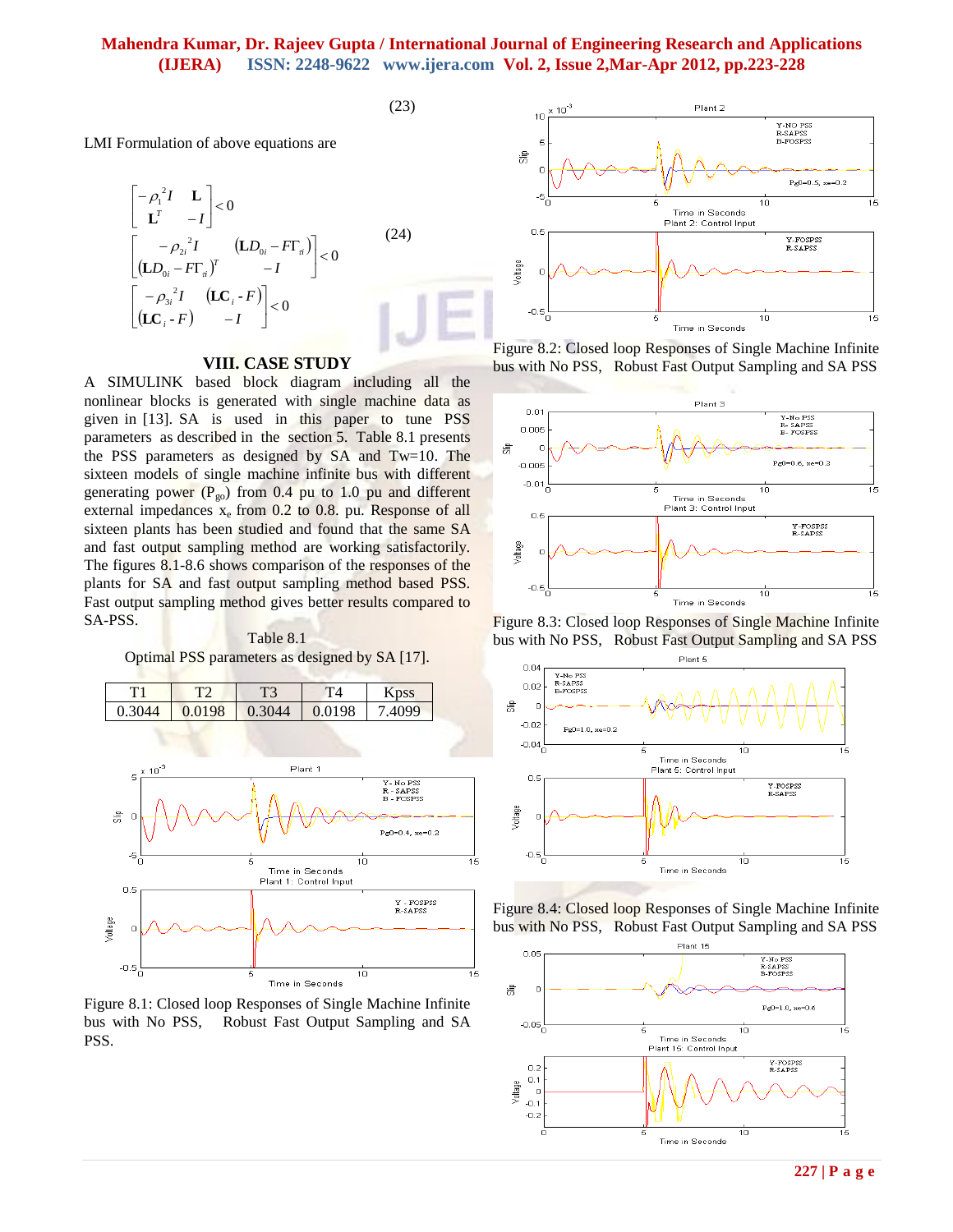(23)

LMI Formulation of above equations are

$$\begin{bmatrix} -\rho_1^2 I & \mathbf{L} \\ \mathbf{L}^T & -I \end{bmatrix} < 0$$

$$\begin{bmatrix} -\rho_{2i}^2 I & (\mathbf{L}D_{0i} - F\Gamma_{\tau i}) \\ (\mathbf{L}D_{0i} - F\Gamma_{\tau i})^T & -I \end{bmatrix} < 0 \qquad (24)$$

$$\begin{bmatrix} -\rho_{3i}^2 I & (\mathbf{L}\mathbf{C}_i - F) \\ (\mathbf{L}\mathbf{C}_i - F) & -I \end{bmatrix} < 0$$

## VIII. CASE STUDY

A SIMULINK based block diagram including all the nonlinear blocks is generated with single machine data as given in [13]. SA is used in this paper to tune PSS parameters as described in the section 5. Table 8.1 presents the PSS parameters as designed by SA and Tw=10. The sixteen models of single machine infinite bus with different generating power ($P_{go}$) from 0.4 pu to 1.0 pu and different external impedances $x_e$ from 0.2 to 0.8. pu. Response of all sixteen plants has been studied and found that the same SA and fast output sampling method are working satisfactorily. The figures 8.1-8.6 shows comparison of the responses of the plants for SA and fast output sampling method based PSS. Fast output sampling method gives better results compared to SA-PSS.

Table 8.1

Optimal PSS parameters as designed by SA [17].

| T1 | T2 | T3 | T4 | Kpss |
|---|---|---|---|---|
| 0.3044 | 0.0198 | 0.3044 | 0.0198 | 7.4099 |

Figure 8.1: Closed loop Responses of Single Machine Infinite bus with No PSS, Robust Fast Output Sampling and SA PSS.

Figure 8.2: Closed loop Responses of Single Machine Infinite bus with No PSS, Robust Fast Output Sampling and SA PSS

Figure 8.3: Closed loop Responses of Single Machine Infinite bus with No PSS, Robust Fast Output Sampling and SA PSS

Figure 8.4: Closed loop Responses of Single Machine Infinite bus with No PSS, Robust Fast Output Sampling and SA PSS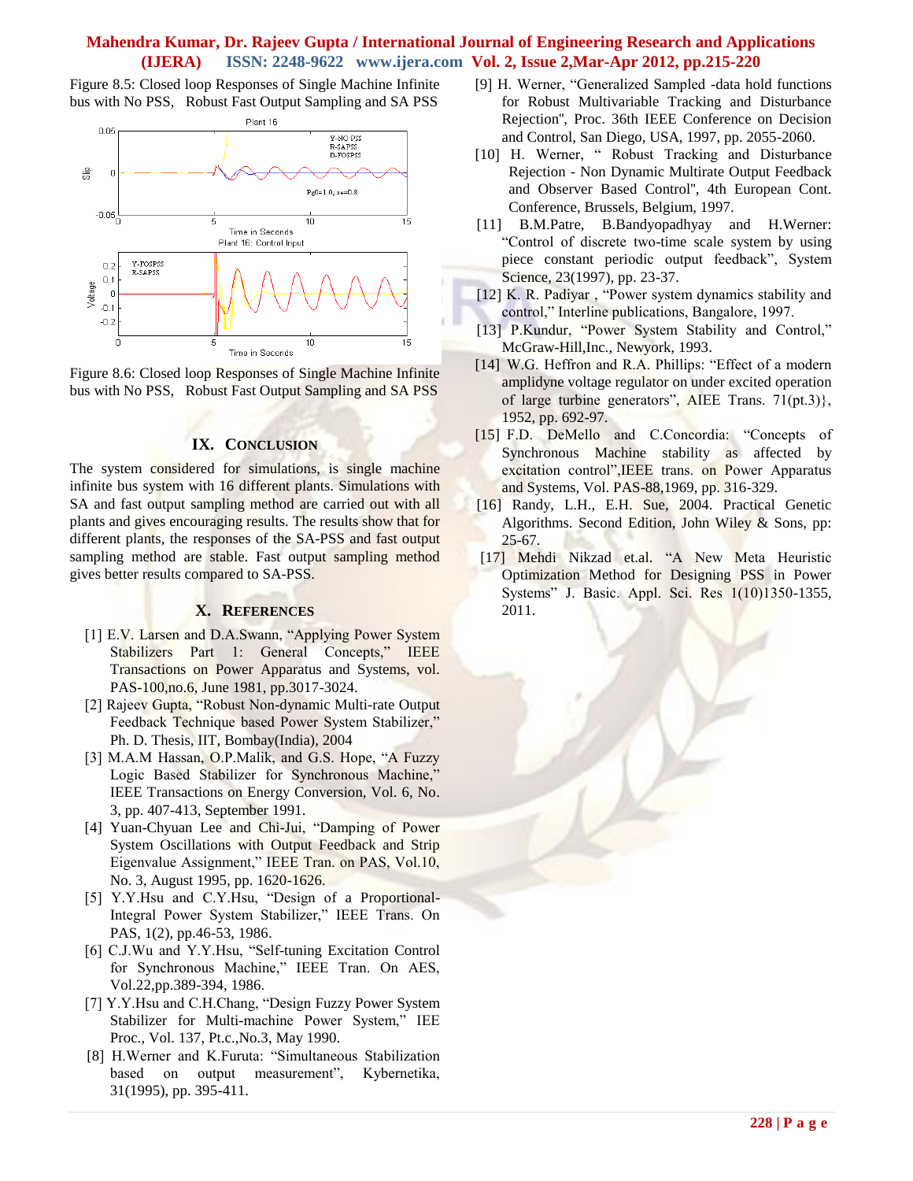Figure 8.5: Closed loop Responses of Single Machine Infinite bus with No PSS, Robust Fast Output Sampling and SA PSS

Plant 16

0.05

Y-NO PSS
R-SAPSS
B-FOSPSS

Slip

0

Pg0=1.0, xe=0.8

-0.05
0 5 10 15

Time in Seconds

Plant 16: Control Input

Y-FOSPSS
R-SAPSS

0.2
0.1
0
-0.1
-0.2

Voltage

0 5 10 15

Time in Seconds

Figure 8.6: Closed loop Responses of Single Machine Infinite bus with No PSS, Robust Fast Output Sampling and SA PSS

## IX. Conclusion

The system considered for simulations, is single machine infinite bus system with 16 different plants. Simulations with SA and fast output sampling method are carried out with all plants and gives encouraging results. The results show that for different plants, the responses of the SA-PSS and fast output sampling method are stable. Fast output sampling method gives better results compared to SA-PSS.

## X. References

[1] E.V. Larsen and D.A.Swann, "Applying Power System Stabilizers Part 1: General Concepts," IEEE Transactions on Power Apparatus and Systems, vol. PAS-100,no.6, June 1981, pp.3017-3024.

[2] Rajeev Gupta, "Robust Non-dynamic Multi-rate Output Feedback Technique based Power System Stabilizer," Ph. D. Thesis, IIT, Bombay(India), 2004

[3] M.A.M Hassan, O.P.Malik, and G.S. Hope, "A Fuzzy Logic Based Stabilizer for Synchronous Machine," IEEE Transactions on Energy Conversion, Vol. 6, No. 3, pp. 407-413, September 1991.

[4] Yuan-Chyuan Lee and Chi-Jui, "Damping of Power System Oscillations with Output Feedback and Strip Eigenvalue Assignment," IEEE Tran. on PAS, Vol.10, No. 3, August 1995, pp. 1620-1626.

[5] Y.Y.Hsu and C.Y.Hsu, "Design of a Proportional-Integral Power System Stabilizer," IEEE Trans. On PAS, 1(2), pp.46-53, 1986.

[6] C.J.Wu and Y.Y.Hsu, "Self-tuning Excitation Control for Synchronous Machine," IEEE Tran. On AES, Vol.22,pp.389-394, 1986.

[7] Y.Y.Hsu and C.H.Chang, "Design Fuzzy Power System Stabilizer for Multi-machine Power System," IEE Proc., Vol. 137, Pt.c.,No.3, May 1990.

[8] H.Werner and K.Furuta: "Simultaneous Stabilization based on output measurement", Kybernetika, 31(1995), pp. 395-411.

[9] H. Werner, "Generalized Sampled -data hold functions for Robust Multivariable Tracking and Disturbance Rejection", Proc. 36th IEEE Conference on Decision and Control, San Diego, USA, 1997, pp. 2055-2060.

[10] H. Werner, " Robust Tracking and Disturbance Rejection - Non Dynamic Multirate Output Feedback and Observer Based Control", 4th European Cont. Conference, Brussels, Belgium, 1997.

[11] B.M.Patre, B.Bandyopadhyay and H.Werner: "Control of discrete two-time scale system by using piece constant periodic output feedback", System Science, 23(1997), pp. 23-37.

[12] K. R. Padiyar , "Power system dynamics stability and control," Interline publications, Bangalore, 1997.

[13] P.Kundur, "Power System Stability and Control," McGraw-Hill,Inc., Newyork, 1993.

[14] W.G. Heffron and R.A. Phillips: "Effect of a modern amplidyne voltage regulator on under excited operation of large turbine generators", AIEE Trans. 71(pt.3)}, 1952, pp. 692-97.

[15] F.D. DeMello and C.Concordia: "Concepts of Synchronous Machine stability as affected by excitation control",IEEE trans. on Power Apparatus and Systems, Vol. PAS-88,1969, pp. 316-329.

[16] Randy, L.H., E.H. Sue, 2004. Practical Genetic Algorithms. Second Edition, John Wiley & Sons, pp: 25-67.

[17] Mehdi Nikzad et.al. "A New Meta Heuristic Optimization Method for Designing PSS in Power Systems" J. Basic. Appl. Sci. Res 1(10)1350-1355, 2011.